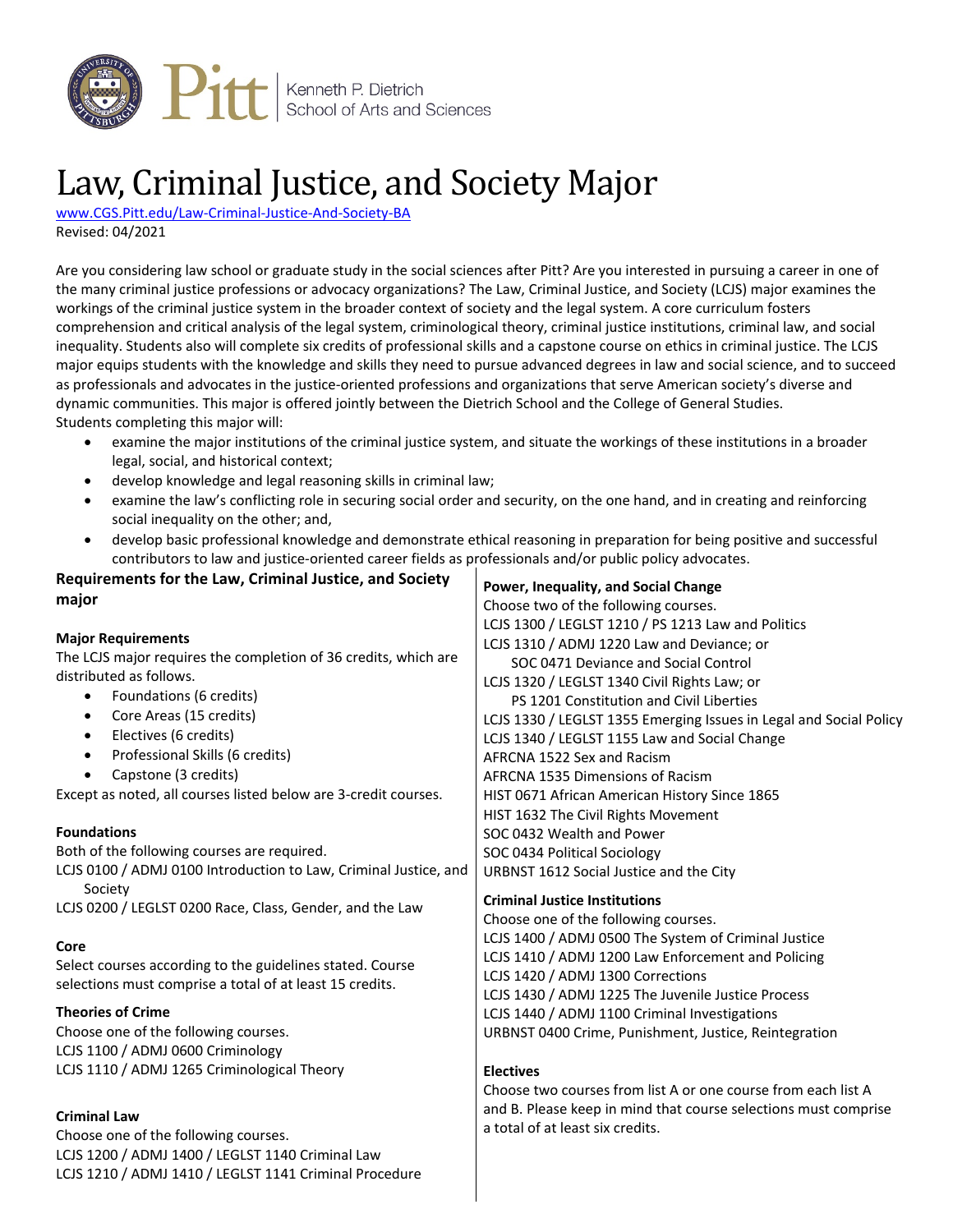Kenneth P. Dietrich School of Arts and Sciences

# Law, Criminal Justice, and Society Major

www.CGS.Pitt.edu/Law-Criminal-Justice-And-Society-BA

Revised: 04/2021

Are you considering law school or graduate study in the social sciences after Pitt? Are you interested in pursuing a career in one of the many criminal justice professions or advocacy organizations? The Law, Criminal Justice, and Society (LCJS) major examines the workings of the criminal justice system in the broader context of society and the legal system. A core curriculum fosters comprehension and critical analysis of the legal system, criminological theory, criminal justice institutions, criminal law, and social inequality. Students also will complete six credits of professional skills and a capstone course on ethics in criminal justice. The LCJS major equips students with the knowledge and skills they need to pursue advanced degrees in law and social science, and to succeed as professionals and advocates in the justice-oriented professions and organizations that serve American society's diverse and dynamic communities. This major is offered jointly between the Dietrich School and the College of General Studies.

Students completing this major will:

- examine the major institutions of the criminal justice system, and situate the workings of these institutions in a broader legal, social, and historical context;
- develop knowledge and legal reasoning skills in criminal law;
- examine the law's conflicting role in securing social order and security, on the one hand, and in creating and reinforcing social inequality on the other; and,
- develop basic professional knowledge and demonstrate ethical reasoning in preparation for being positive and successful contributors to law and justice-oriented career fields as professionals and/or public policy advocates.

## Requirements for the Law, Criminal Justice, and Society major

### Major Requirements

The LCJS major requires the completion of 36 credits, which are distributed as follows.

- Foundations (6 credits)
- Core Areas (15 credits)
- Electives (6 credits)
- Professional Skills (6 credits)
- Capstone (3 credits)

Except as noted, all courses listed below are 3-credit courses.

### Foundations

Both of the following courses are required.

LCJS 0100 / ADMJ 0100 Introduction to Law, Criminal Justice, and Society

LCJS 0200 / LEGLST 0200 Race, Class, Gender, and the Law

### Core

Select courses according to the guidelines stated. Course selections must comprise a total of at least 15 credits.

#### Theories of Crime

Choose one of the following courses.

LCJS 1100 / ADMJ 0600 Criminology

LCJS 1110 / ADMJ 1265 Criminological Theory

#### Criminal Law

Choose one of the following courses.

LCJS 1200 / ADMJ 1400 / LEGLST 1140 Criminal Law

LCJS 1210 / ADMJ 1410 / LEGLST 1141 Criminal Procedure

#### Power, Inequality, and Social Change

Choose two of the following courses.

LCJS 1300 / LEGLST 1210 / PS 1213 Law and Politics

LCJS 1310 / ADMJ 1220 Law and Deviance; or
    SOC 0471 Deviance and Social Control

LCJS 1320 / LEGLST 1340 Civil Rights Law; or
    PS 1201 Constitution and Civil Liberties

LCJS 1330 / LEGLST 1355 Emerging Issues in Legal and Social Policy

LCJS 1340 / LEGLST 1155 Law and Social Change

AFRCNA 1522 Sex and Racism

AFRCNA 1535 Dimensions of Racism

HIST 0671 African American History Since 1865

HIST 1632 The Civil Rights Movement

SOC 0432 Wealth and Power

SOC 0434 Political Sociology

URBNST 1612 Social Justice and the City

#### Criminal Justice Institutions

Choose one of the following courses.

LCJS 1400 / ADMJ 0500 The System of Criminal Justice

LCJS 1410 / ADMJ 1200 Law Enforcement and Policing

LCJS 1420 / ADMJ 1300 Corrections

LCJS 1430 / ADMJ 1225 The Juvenile Justice Process

LCJS 1440 / ADMJ 1100 Criminal Investigations

URBNST 0400 Crime, Punishment, Justice, Reintegration

### Electives

Choose two courses from list A or one course from each list A and B. Please keep in mind that course selections must comprise a total of at least six credits.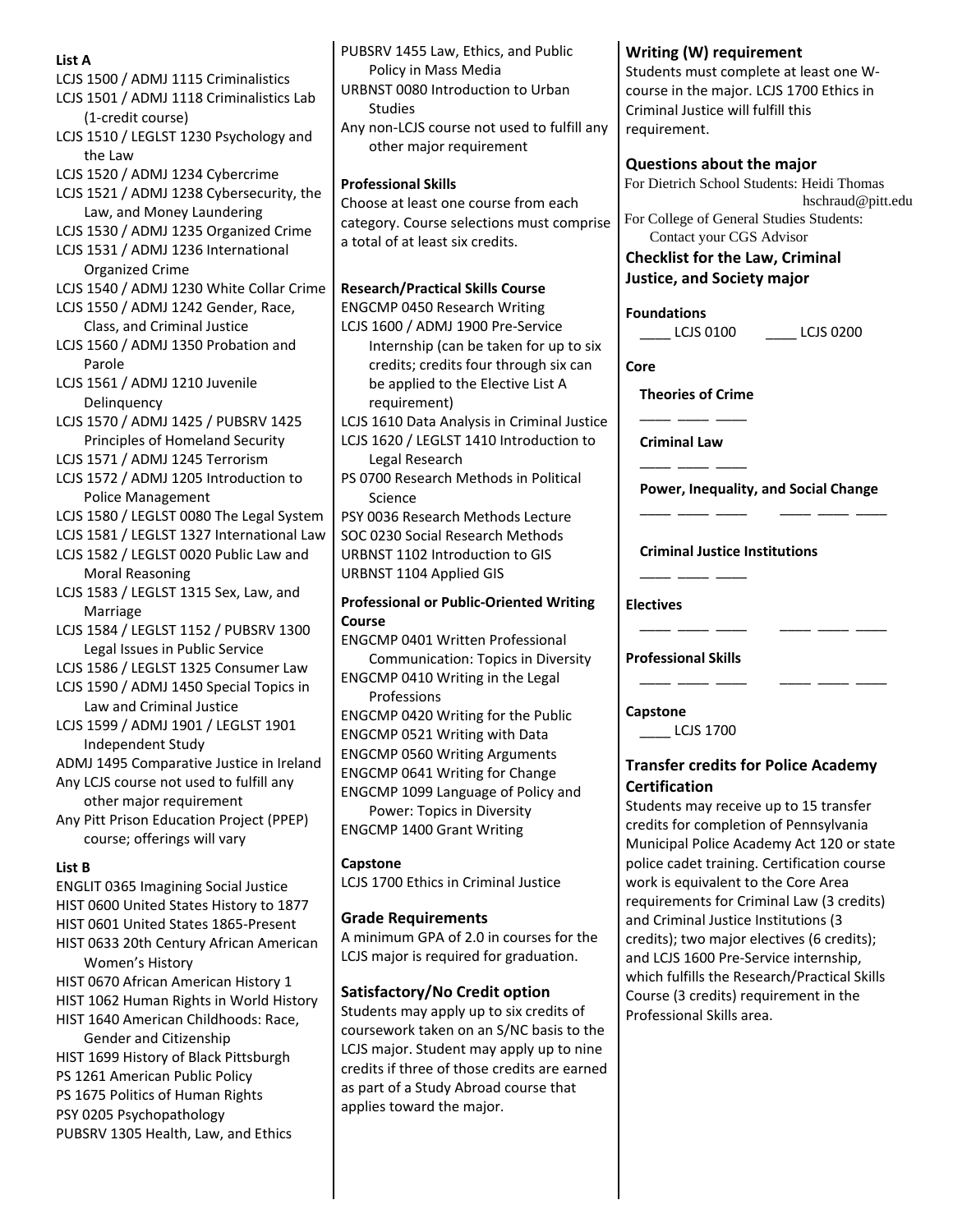**List A**

- LCJS 1500 / ADMJ 1115 Criminalistics
- LCJS 1501 / ADMJ 1118 Criminalistics Lab (1-credit course)
- LCJS 1510 / LEGLST 1230 Psychology and the Law
- LCJS 1520 / ADMJ 1234 Cybercrime
- LCJS 1521 / ADMJ 1238 Cybersecurity, the Law, and Money Laundering
- LCJS 1530 / ADMJ 1235 Organized Crime
- LCJS 1531 / ADMJ 1236 International Organized Crime
- LCJS 1540 / ADMJ 1230 White Collar Crime
- LCJS 1550 / ADMJ 1242 Gender, Race, Class, and Criminal Justice
- LCJS 1560 / ADMJ 1350 Probation and Parole
- LCJS 1561 / ADMJ 1210 Juvenile Delinquency
- LCJS 1570 / ADMJ 1425 / PUBSRV 1425 Principles of Homeland Security
- LCJS 1571 / ADMJ 1245 Terrorism
- LCJS 1572 / ADMJ 1205 Introduction to Police Management
- LCJS 1580 / LEGLST 0080 The Legal System
- LCJS 1581 / LEGLST 1327 International Law
- LCJS 1582 / LEGLST 0020 Public Law and Moral Reasoning
- LCJS 1583 / LEGLST 1315 Sex, Law, and Marriage
- LCJS 1584 / LEGLST 1152 / PUBSRV 1300 Legal Issues in Public Service
- LCJS 1586 / LEGLST 1325 Consumer Law
- LCJS 1590 / ADMJ 1450 Special Topics in Law and Criminal Justice
- LCJS 1599 / ADMJ 1901 / LEGLST 1901 Independent Study
- ADMJ 1495 Comparative Justice in Ireland
- Any LCJS course not used to fulfill any other major requirement
- Any Pitt Prison Education Project (PPEP) course; offerings will vary

**List B**

- ENGLIT 0365 Imagining Social Justice
- HIST 0600 United States History to 1877
- HIST 0601 United States 1865-Present
- HIST 0633 20th Century African American Women's History
- HIST 0670 African American History 1
- HIST 1062 Human Rights in World History
- HIST 1640 American Childhoods: Race, Gender and Citizenship
- HIST 1699 History of Black Pittsburgh
- PS 1261 American Public Policy
- PS 1675 Politics of Human Rights
- PSY 0205 Psychopathology
- PUBSRV 1305 Health, Law, and Ethics
- PUBSRV 1455 Law, Ethics, and Public Policy in Mass Media
- URBNST 0080 Introduction to Urban Studies
- Any non-LCJS course not used to fulfill any other major requirement

**Professional Skills**

Choose at least one course from each category. Course selections must comprise a total of at least six credits.

**Research/Practical Skills Course**

- ENGCMP 0450 Research Writing
- LCJS 1600 / ADMJ 1900 Pre-Service Internship (can be taken for up to six credits; credits four through six can be applied to the Elective List A requirement)
- LCJS 1610 Data Analysis in Criminal Justice
- LCJS 1620 / LEGLST 1410 Introduction to Legal Research
- PS 0700 Research Methods in Political Science
- PSY 0036 Research Methods Lecture
- SOC 0230 Social Research Methods
- URBNST 1102 Introduction to GIS
- URBNST 1104 Applied GIS

**Professional or Public-Oriented Writing Course**

- ENGCMP 0401 Written Professional Communication: Topics in Diversity
- ENGCMP 0410 Writing in the Legal Professions
- ENGCMP 0420 Writing for the Public
- ENGCMP 0521 Writing with Data
- ENGCMP 0560 Writing Arguments
- ENGCMP 0641 Writing for Change
- ENGCMP 1099 Language of Policy and Power: Topics in Diversity
- ENGCMP 1400 Grant Writing

**Capstone**

LCJS 1700 Ethics in Criminal Justice

## Grade Requirements

A minimum GPA of 2.0 in courses for the LCJS major is required for graduation.

## Satisfactory/No Credit option

Students may apply up to six credits of coursework taken on an S/NC basis to the LCJS major. Student may apply up to nine credits if three of those credits are earned as part of a Study Abroad course that applies toward the major.

## Writing (W) requirement

Students must complete at least one W-course in the major. LCJS 1700 Ethics in Criminal Justice will fulfill this requirement.

## Questions about the major

For Dietrich School Students: Heidi Thomas hschraud@pitt.edu

For College of General Studies Students: Contact your CGS Advisor

## Checklist for the Law, Criminal Justice, and Society major

**Foundations**

____ LCJS 0100 ____ LCJS 0200

**Core**

**Theories of Crime**

____ ____ ____

**Criminal Law**

____ ____ ____

**Power, Inequality, and Social Change**

____ ____ ____ ____ ____ ____

**Criminal Justice Institutions**

____ ____ ____

**Electives**

____ ____ ____ ____ ____ ____

**Professional Skills**

____ ____ ____ ____ ____ ____

**Capstone**

____ LCJS 1700

## Transfer credits for Police Academy Certification

Students may receive up to 15 transfer credits for completion of Pennsylvania Municipal Police Academy Act 120 or state police cadet training. Certification course work is equivalent to the Core Area requirements for Criminal Law (3 credits) and Criminal Justice Institutions (3 credits); two major electives (6 credits); and LCJS 1600 Pre-Service internship, which fulfills the Research/Practical Skills Course (3 credits) requirement in the Professional Skills area.